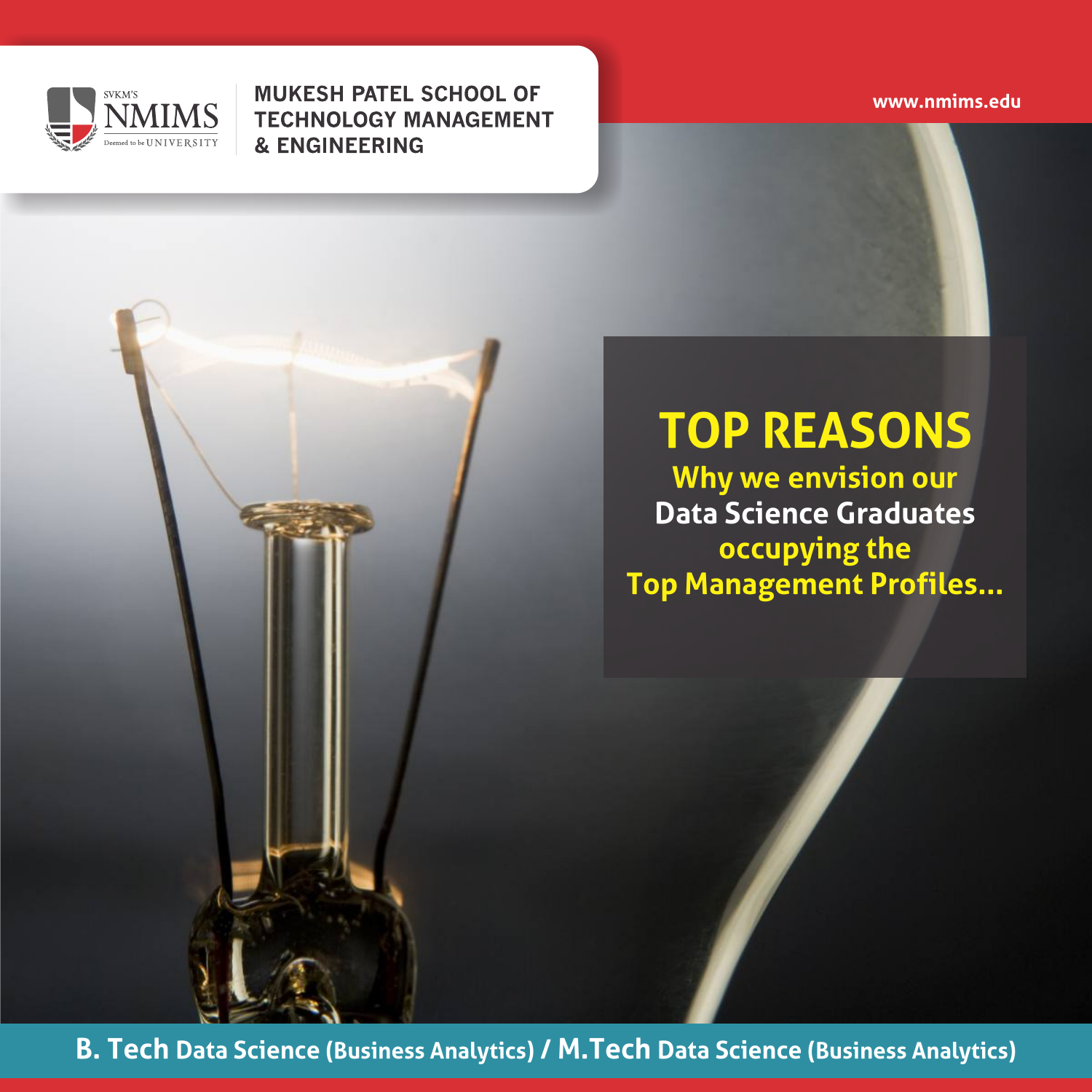SVKM'S NMIMS Deemed to be UNIVERSITY

**MUKESH PATEL SCHOOL OF TECHNOLOGY MANAGEMENT & ENGINEERING**

www.nmims.edu

# TOP REASONS

**Why we envision our Data Science Graduates occupying the Top Management Profiles...**

**B. Tech Data Science (Business Analytics) / M.Tech Data Science (Business Analytics)**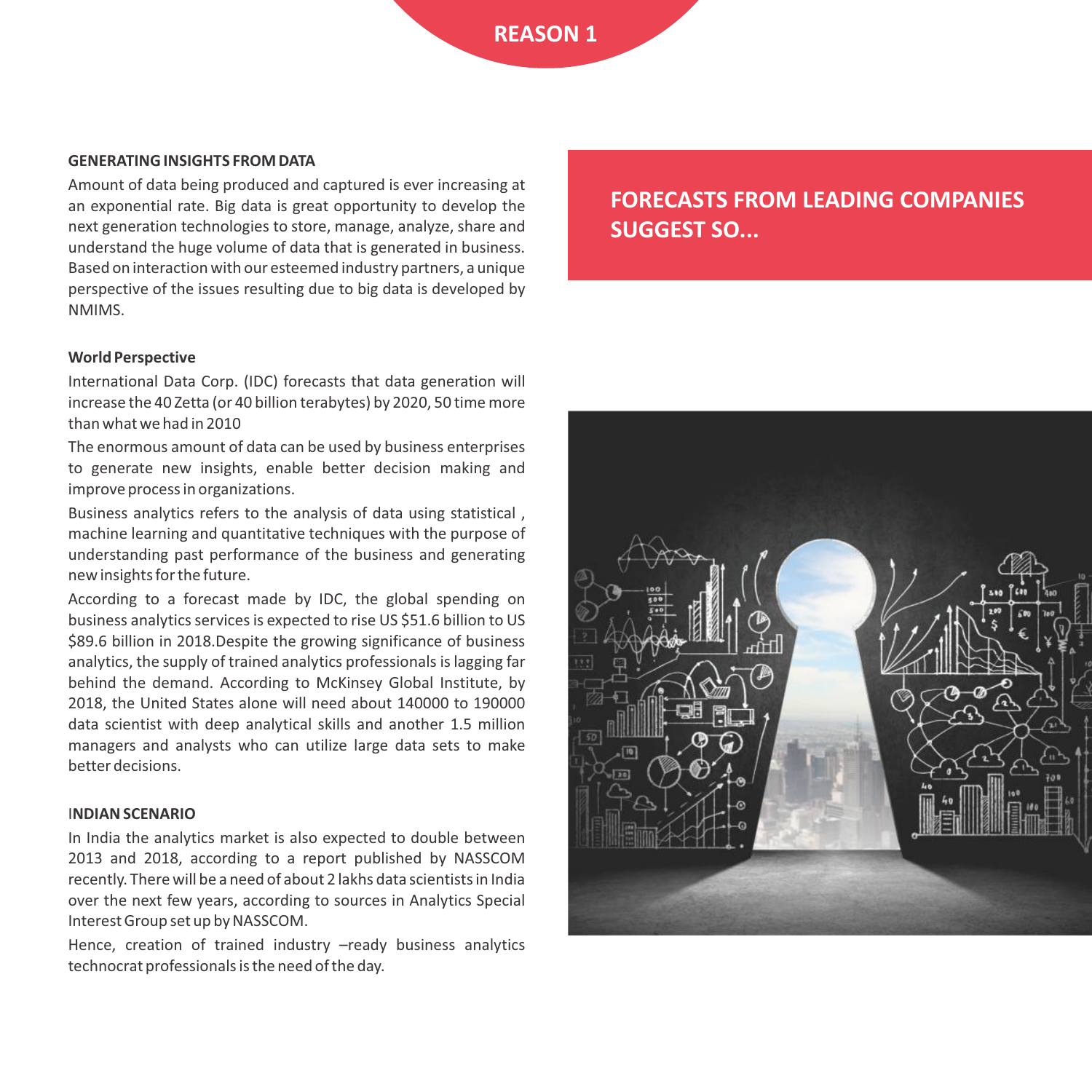# REASON 1

## FORECASTS FROM LEADING COMPANIES SUGGEST SO...

### GENERATING INSIGHTS FROM DATA

Amount of data being produced and captured is ever increasing at an exponential rate. Big data is great opportunity to develop the next generation technologies to store, manage, analyze, share and understand the huge volume of data that is generated in business. Based on interaction with our esteemed industry partners, a unique perspective of the issues resulting due to big data is developed by NMIMS.

### World Perspective

International Data Corp. (IDC) forecasts that data generation will increase the 40 Zetta (or 40 billion terabytes) by 2020, 50 time more than what we had in 2010

The enormous amount of data can be used by business enterprises to generate new insights, enable better decision making and improve process in organizations.

Business analytics refers to the analysis of data using statistical , machine learning and quantitative techniques with the purpose of understanding past performance of the business and generating new insights for the future.

According to a forecast made by IDC, the global spending on business analytics services is expected to rise US $51.6 billion to US $89.6 billion in 2018.Despite the growing significance of business analytics, the supply of trained analytics professionals is lagging far behind the demand. According to McKinsey Global Institute, by 2018, the United States alone will need about 140000 to 190000 data scientist with deep analytical skills and another 1.5 million managers and analysts who can utilize large data sets to make better decisions.

### INDIAN SCENARIO

In India the analytics market is also expected to double between 2013 and 2018, according to a report published by NASSCOM recently. There will be a need of about 2 lakhs data scientists in India over the next few years, according to sources in Analytics Special Interest Group set up by NASSCOM.

Hence, creation of trained industry –ready business analytics technocrat professionals is the need of the day.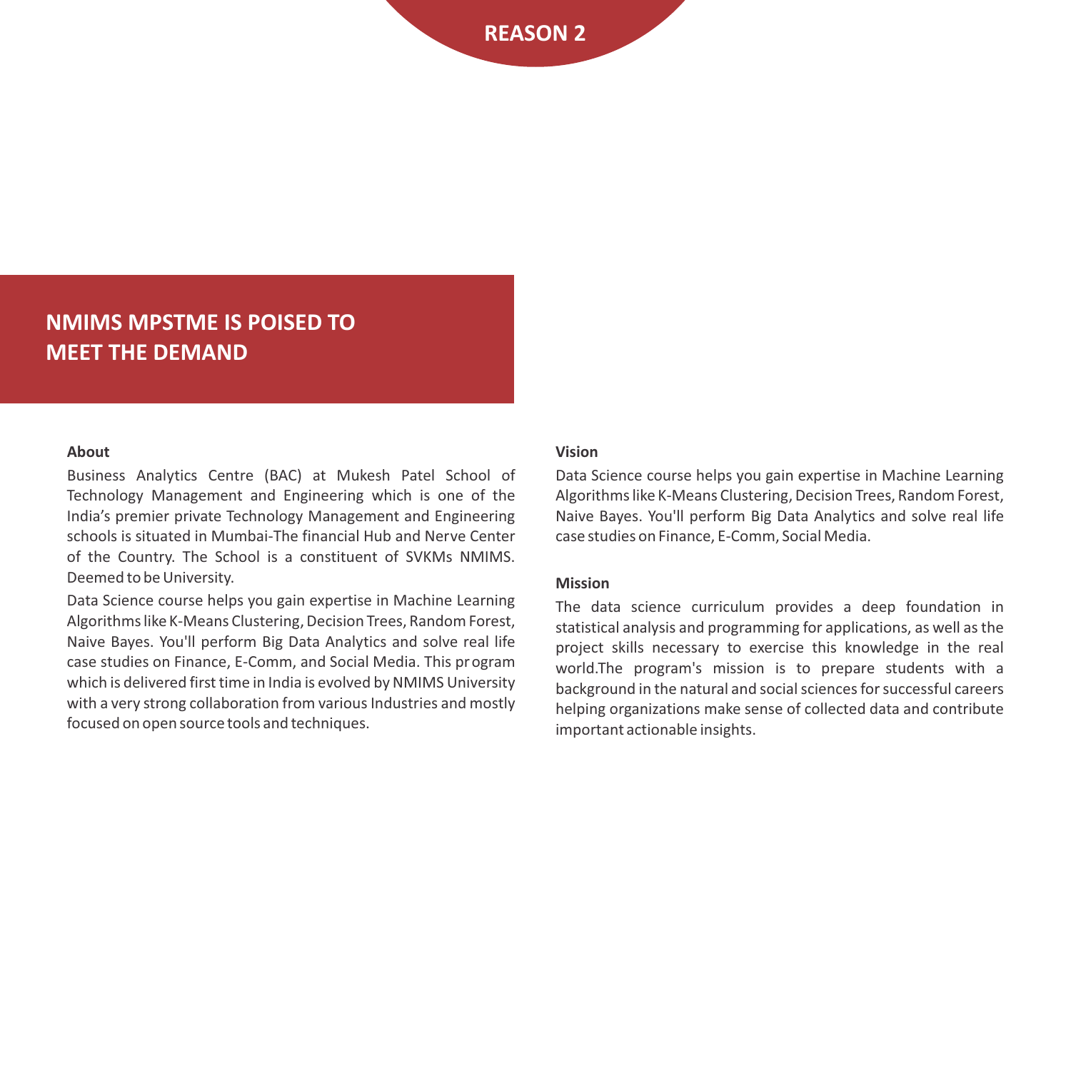## REASON 2

# NMIMS MPSTME IS POISED TO MEET THE DEMAND

### About

Business Analytics Centre (BAC) at Mukesh Patel School of Technology Management and Engineering which is one of the India's premier private Technology Management and Engineering schools is situated in Mumbai-The financial Hub and Nerve Center of the Country. The School is a constituent of SVKMs NMIMS. Deemed to be University.

Data Science course helps you gain expertise in Machine Learning Algorithms like K-Means Clustering, Decision Trees, Random Forest, Naive Bayes. You'll perform Big Data Analytics and solve real life case studies on Finance, E-Comm, and Social Media. This program which is delivered first time in India is evolved by NMIMS University with a very strong collaboration from various Industries and mostly focused on open source tools and techniques.

### Vision

Data Science course helps you gain expertise in Machine Learning Algorithms like K-Means Clustering, Decision Trees, Random Forest, Naive Bayes. You'll perform Big Data Analytics and solve real life case studies on Finance, E-Comm, Social Media.

### Mission

The data science curriculum provides a deep foundation in statistical analysis and programming for applications, as well as the project skills necessary to exercise this knowledge in the real world.The program's mission is to prepare students with a background in the natural and social sciences for successful careers helping organizations make sense of collected data and contribute important actionable insights.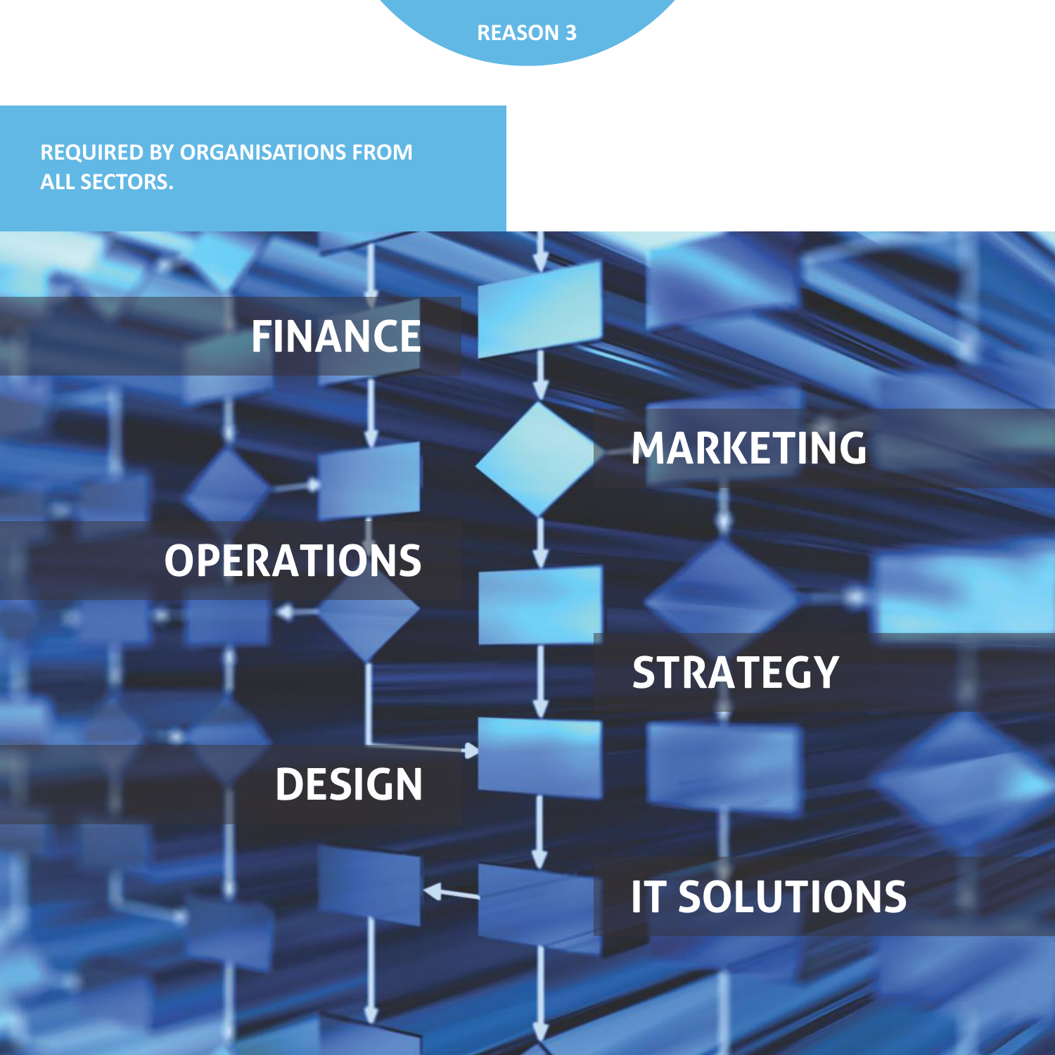REASON 3

**REQUIRED BY ORGANISATIONS FROM ALL SECTORS.**

**FINANCE**

**MARKETING**

**OPERATIONS**

**STRATEGY**

**DESIGN**

**IT SOLUTIONS**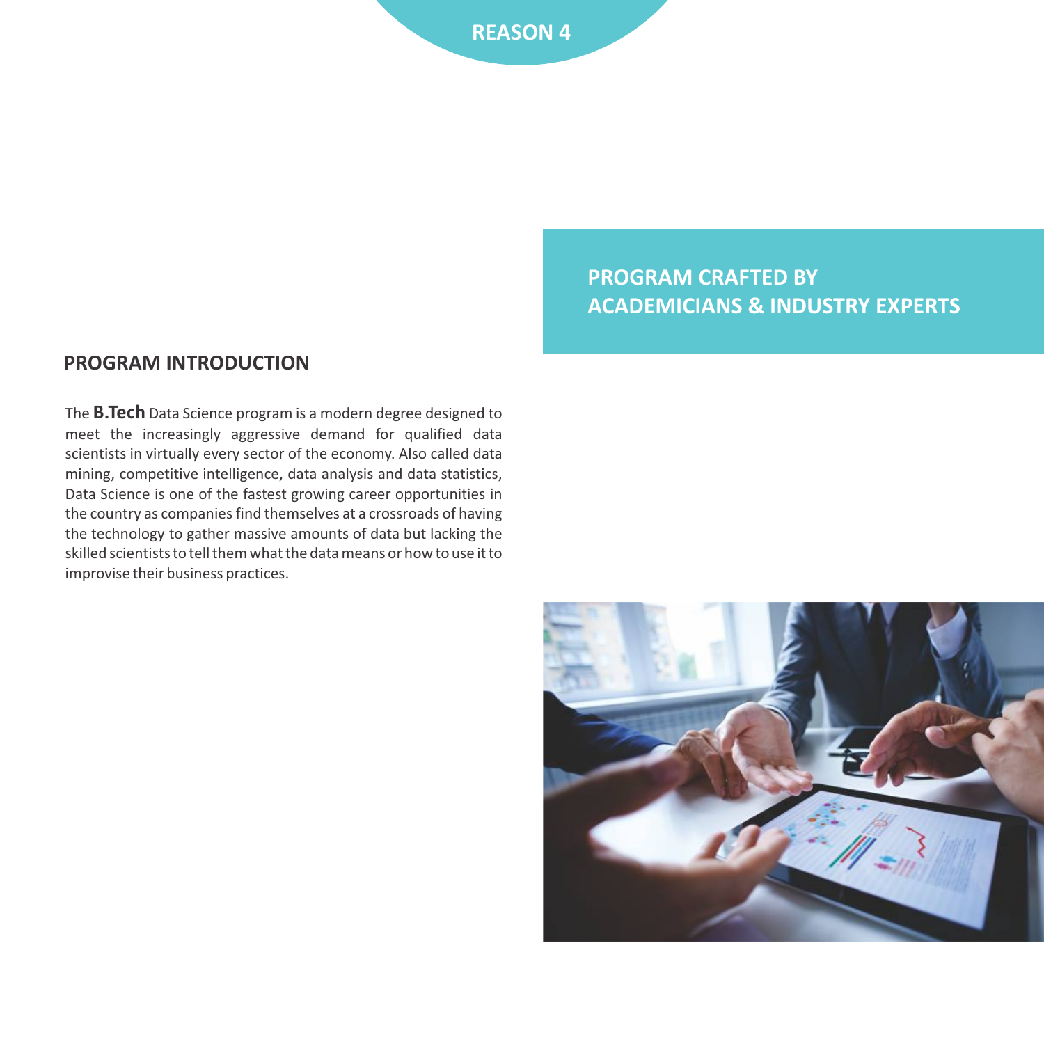REASON 4

## PROGRAM CRAFTED BY ACADEMICIANS & INDUSTRY EXPERTS

## PROGRAM INTRODUCTION

The **B.Tech** Data Science program is a modern degree designed to meet the increasingly aggressive demand for qualified data scientists in virtually every sector of the economy. Also called data mining, competitive intelligence, data analysis and data statistics, Data Science is one of the fastest growing career opportunities in the country as companies find themselves at a crossroads of having the technology to gather massive amounts of data but lacking the skilled scientists to tell them what the data means or how to use it to improvise their business practices.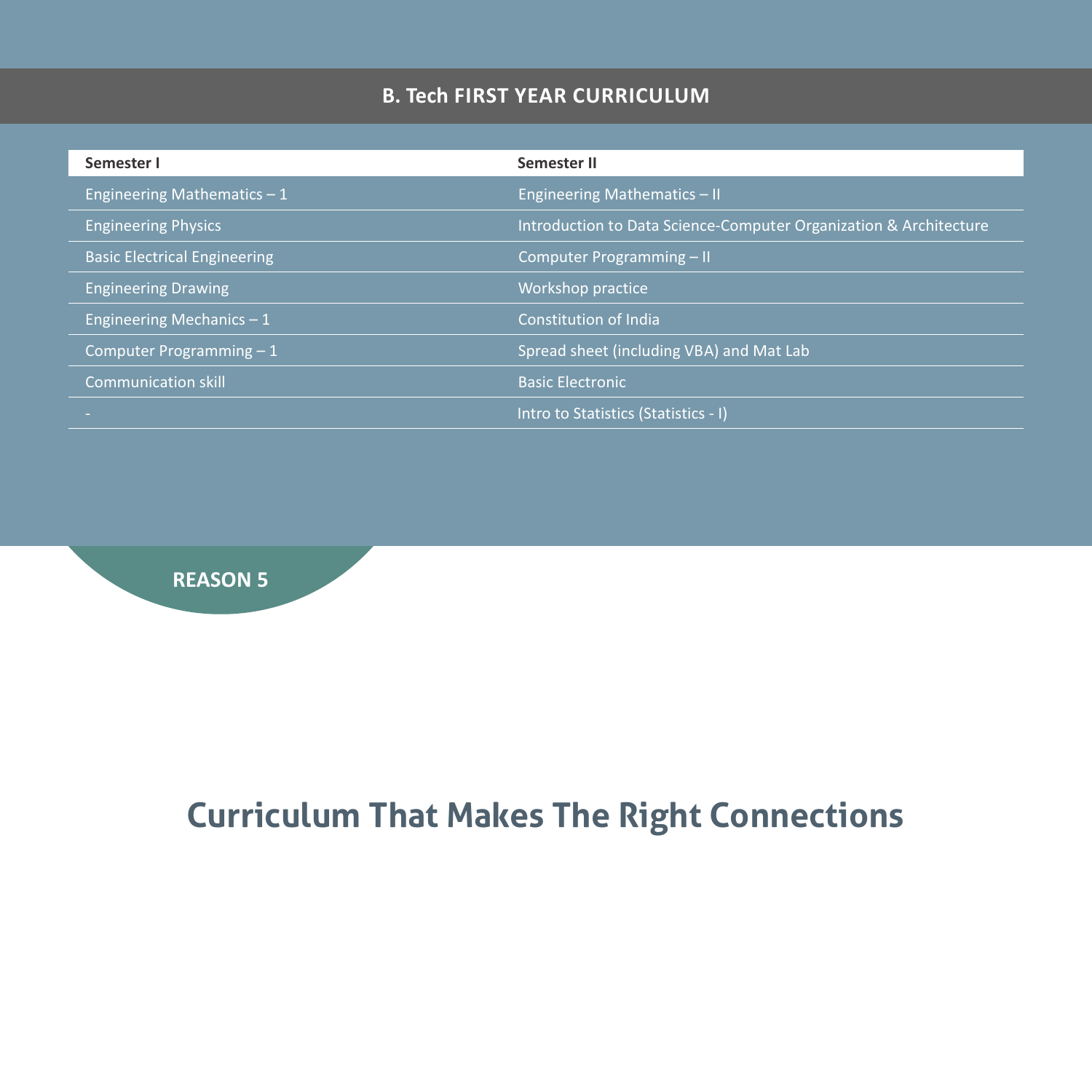## B. Tech FIRST YEAR CURRICULUM

| Semester I | Semester II |
|---|---|
| Engineering Mathematics – 1 | Engineering Mathematics – II |
| Engineering Physics | Introduction to Data Science-Computer Organization & Architecture |
| Basic Electrical Engineering | Computer Programming – II |
| Engineering Drawing | Workshop practice |
| Engineering Mechanics – 1 | Constitution of India |
| Computer Programming – 1 | Spread sheet (including VBA) and Mat Lab |
| Communication skill | Basic Electronic |
| - | Intro to Statistics (Statistics - I) |

**REASON 5**

# Curriculum That Makes The Right Connections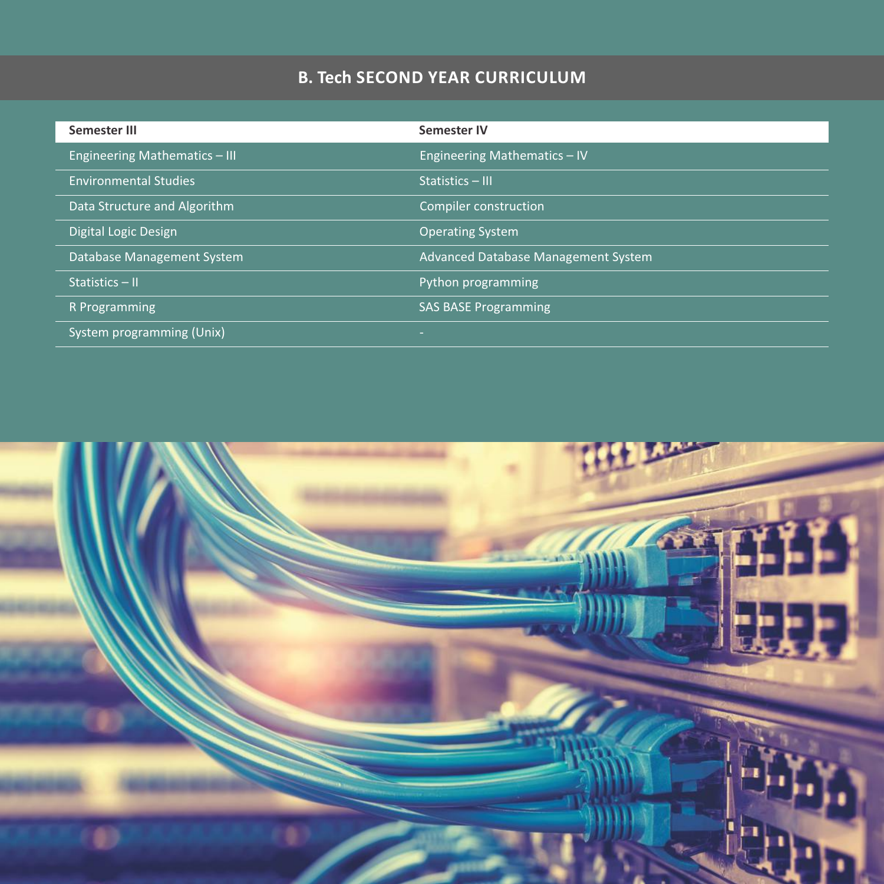## B. Tech SECOND YEAR CURRICULUM

| Semester III | Semester IV |
| --- | --- |
| Engineering Mathematics – III | Engineering Mathematics – IV |
| Environmental Studies | Statistics – III |
| Data Structure and Algorithm | Compiler construction |
| Digital Logic Design | Operating System |
| Database Management System | Advanced Database Management System |
| Statistics – II | Python programming |
| R Programming | SAS BASE Programming |
| System programming (Unix) | - |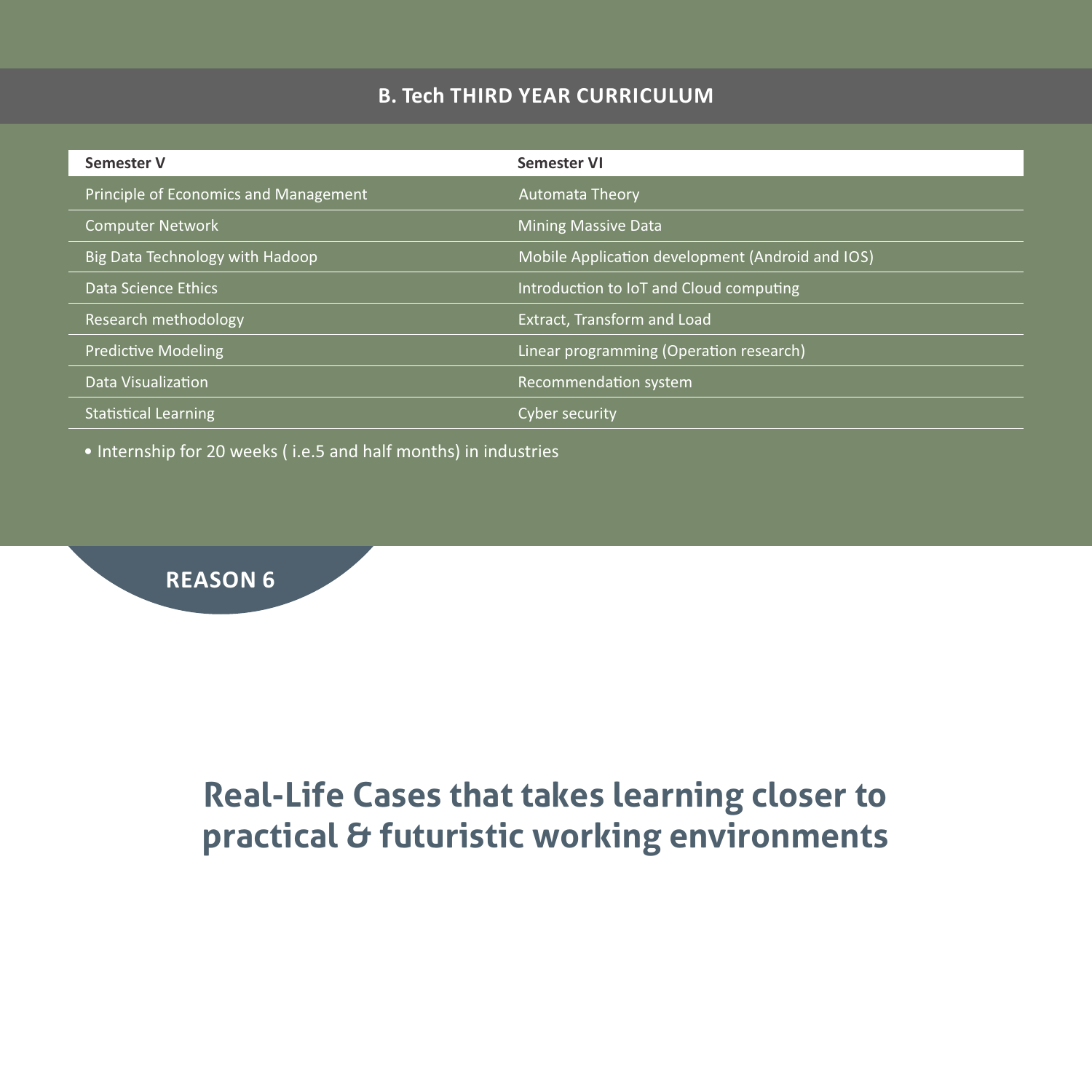## B. Tech THIRD YEAR CURRICULUM

| Semester V | Semester VI |
|---|---|
| Principle of Economics and Management | Automata Theory |
| Computer Network | Mining Massive Data |
| Big Data Technology with Hadoop | Mobile Application development (Android and IOS) |
| Data Science Ethics | Introduction to IoT and Cloud computing |
| Research methodology | Extract, Transform and Load |
| Predictive Modeling | Linear programming (Operation research) |
| Data Visualization | Recommendation system |
| Statistical Learning | Cyber security |

- Internship for 20 weeks ( i.e.5 and half months) in industries

**REASON 6**

## Real-Life Cases that takes learning closer to practical & futuristic working environments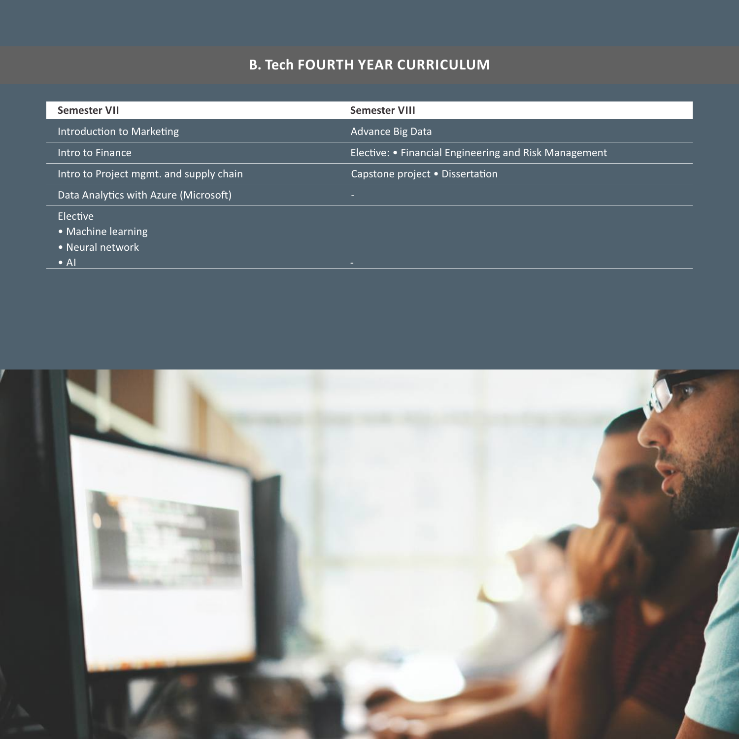## B. Tech FOURTH YEAR CURRICULUM

| Semester VII | Semester VIII |
|---|---|
| Introduction to Marketing | Advance Big Data |
| Intro to Finance | Elective: • Financial Engineering and Risk Management |
| Intro to Project mgmt. and supply chain | Capstone project • Dissertation |
| Data Analytics with Azure (Microsoft) | - |
| Elective<br>• Machine learning<br>• Neural network<br>• AI | - |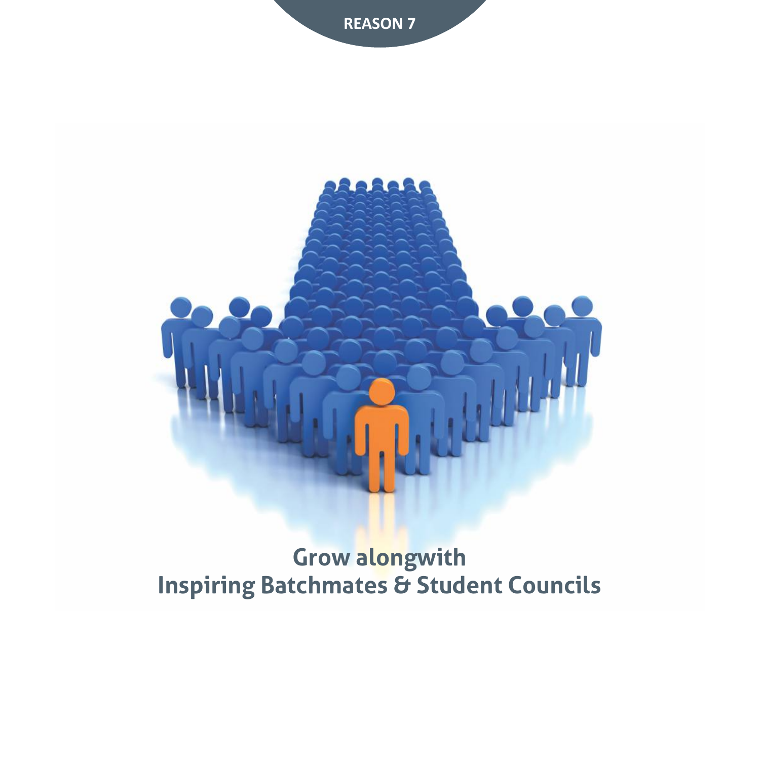**REASON 7**

## Grow alongwith
## Inspiring Batchmates & Student Councils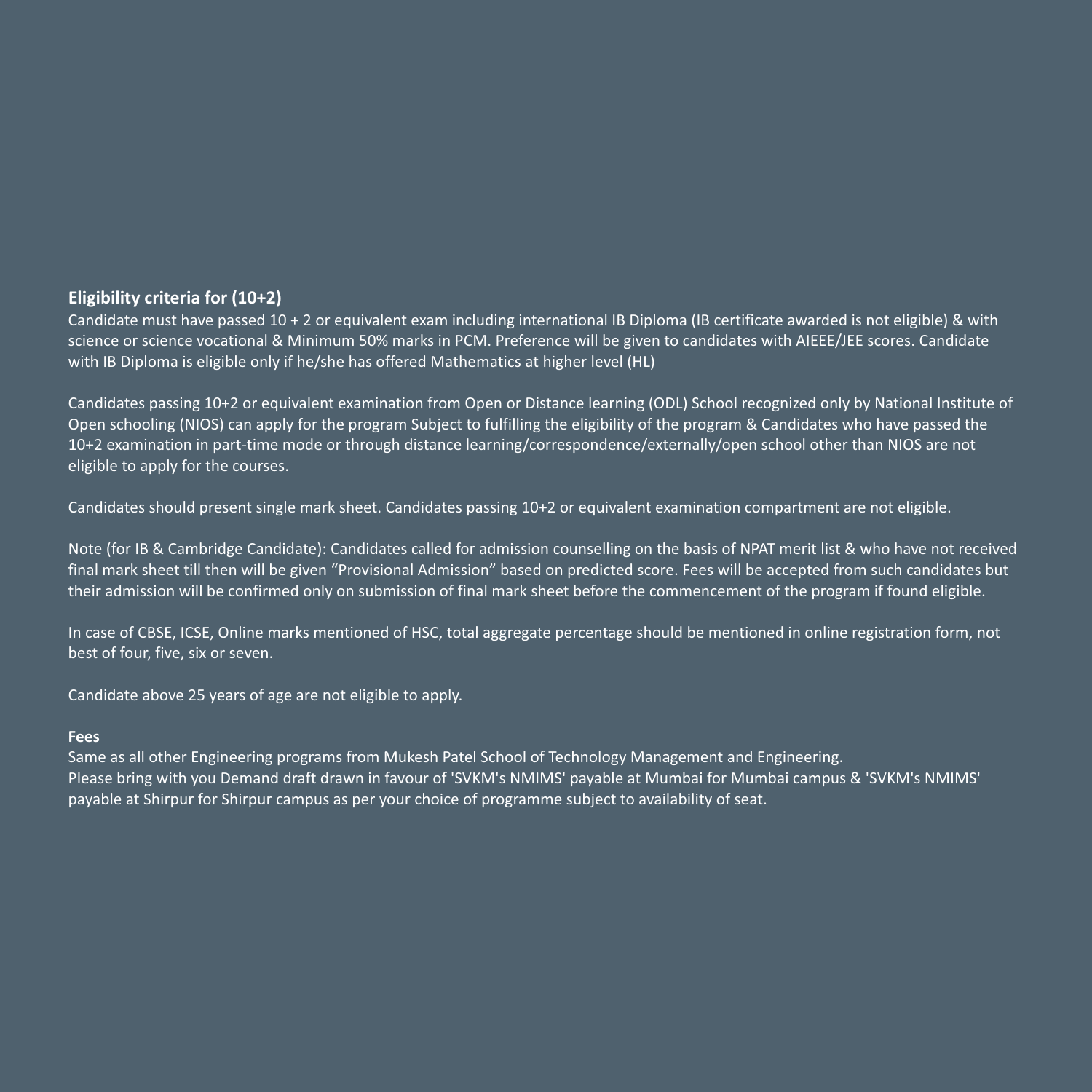**Eligibility criteria for (10+2)**

Candidate must have passed 10 + 2 or equivalent exam including international IB Diploma (IB certificate awarded is not eligible) & with science or science vocational & Minimum 50% marks in PCM. Preference will be given to candidates with AIEEE/JEE scores. Candidate with IB Diploma is eligible only if he/she has offered Mathematics at higher level (HL)

Candidates passing 10+2 or equivalent examination from Open or Distance learning (ODL) School recognized only by National Institute of Open schooling (NIOS) can apply for the program Subject to fulfilling the eligibility of the program & Candidates who have passed the 10+2 examination in part-time mode or through distance learning/correspondence/externally/open school other than NIOS are not eligible to apply for the courses.

Candidates should present single mark sheet. Candidates passing 10+2 or equivalent examination compartment are not eligible.

Note (for IB & Cambridge Candidate): Candidates called for admission counselling on the basis of NPAT merit list & who have not received final mark sheet till then will be given “Provisional Admission” based on predicted score. Fees will be accepted from such candidates but their admission will be confirmed only on submission of final mark sheet before the commencement of the program if found eligible.

In case of CBSE, ICSE, Online marks mentioned of HSC, total aggregate percentage should be mentioned in online registration form, not best of four, five, six or seven.

Candidate above 25 years of age are not eligible to apply.

**Fees**

Same as all other Engineering programs from Mukesh Patel School of Technology Management and Engineering.
Please bring with you Demand draft drawn in favour of 'SVKM's NMIMS' payable at Mumbai for Mumbai campus & 'SVKM's NMIMS' payable at Shirpur for Shirpur campus as per your choice of programme subject to availability of seat.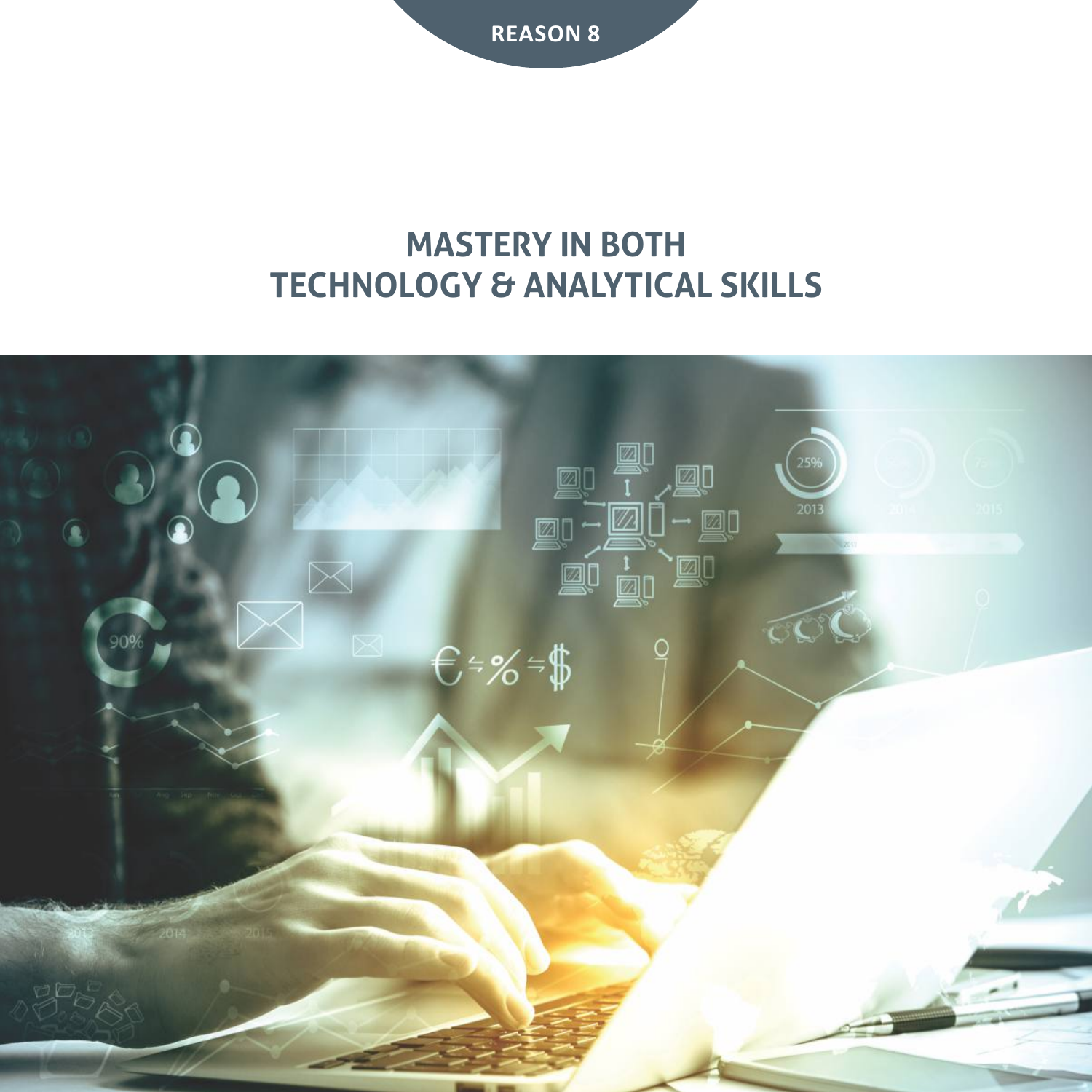REASON 8

# MASTERY IN BOTH TECHNOLOGY & ANALYTICAL SKILLS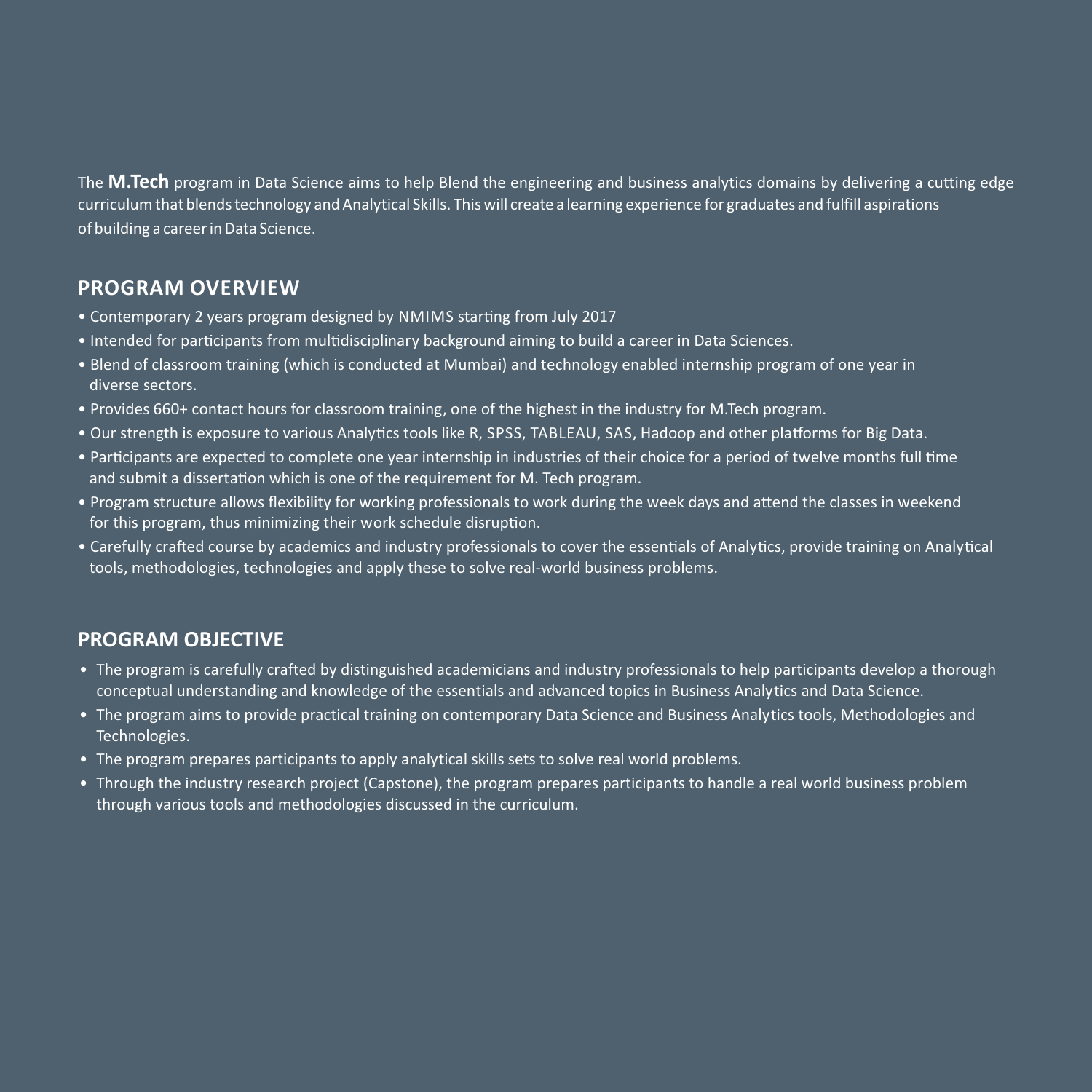The **M.Tech** program in Data Science aims to help Blend the engineering and business analytics domains by delivering a cutting edge curriculum that blends technology and Analytical Skills. This will create a learning experience for graduates and fulfill aspirations of building a career in Data Science.

## PROGRAM OVERVIEW

- Contemporary 2 years program designed by NMIMS starting from July 2017
- Intended for participants from multidisciplinary background aiming to build a career in Data Sciences.
- Blend of classroom training (which is conducted at Mumbai) and technology enabled internship program of one year in diverse sectors.
- Provides 660+ contact hours for classroom training, one of the highest in the industry for M.Tech program.
- Our strength is exposure to various Analytics tools like R, SPSS, TABLEAU, SAS, Hadoop and other platforms for Big Data.
- Participants are expected to complete one year internship in industries of their choice for a period of twelve months full time and submit a dissertation which is one of the requirement for M. Tech program.
- Program structure allows flexibility for working professionals to work during the week days and attend the classes in weekend for this program, thus minimizing their work schedule disruption.
- Carefully crafted course by academics and industry professionals to cover the essentials of Analytics, provide training on Analytical tools, methodologies, technologies and apply these to solve real-world business problems.

## PROGRAM OBJECTIVE

- The program is carefully crafted by distinguished academicians and industry professionals to help participants develop a thorough conceptual understanding and knowledge of the essentials and advanced topics in Business Analytics and Data Science.
- The program aims to provide practical training on contemporary Data Science and Business Analytics tools, Methodologies and Technologies.
- The program prepares participants to apply analytical skills sets to solve real world problems.
- Through the industry research project (Capstone), the program prepares participants to handle a real world business problem through various tools and methodologies discussed in the curriculum.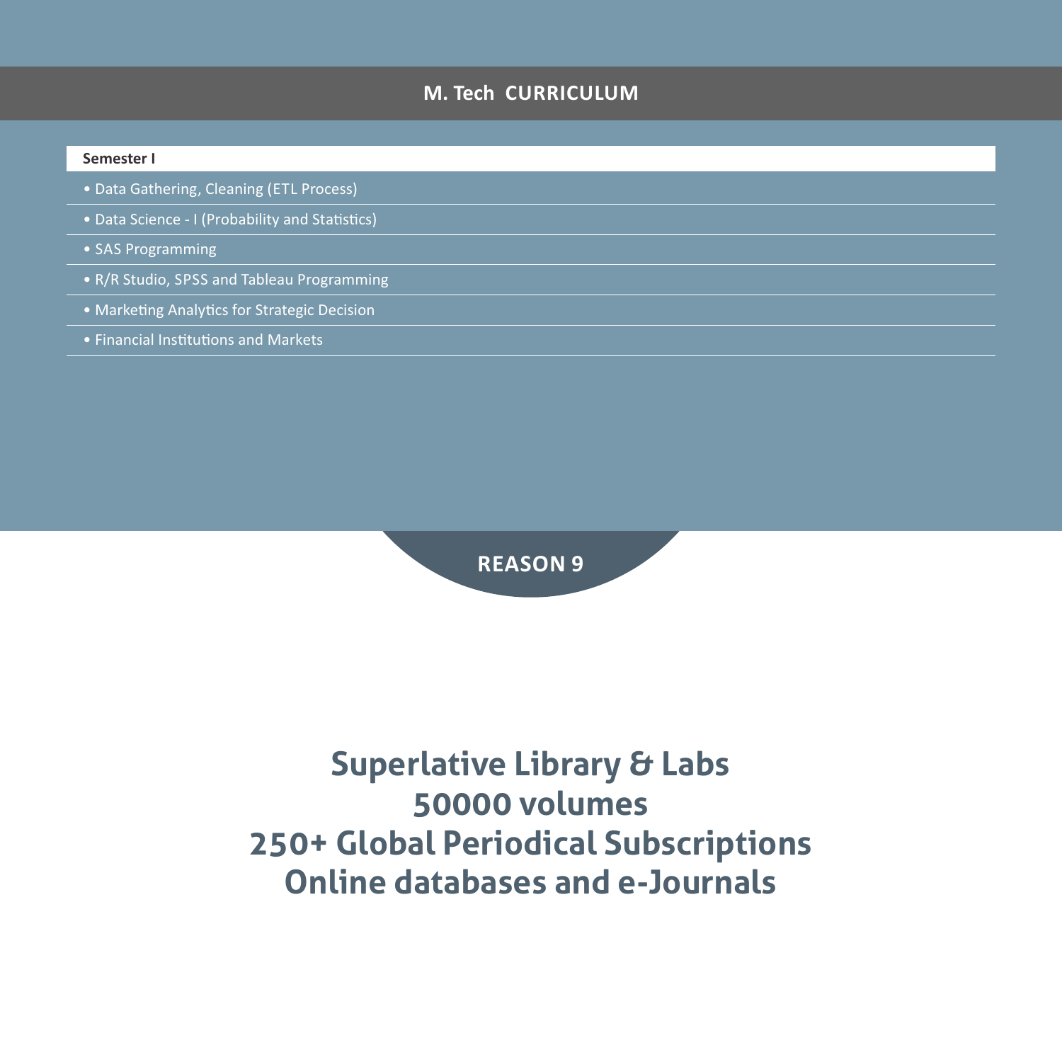## M. Tech CURRICULUM

**Semester I**

- Data Gathering, Cleaning (ETL Process)
- Data Science - I (Probability and Statistics)
- SAS Programming
- R/R Studio, SPSS and Tableau Programming
- Marketing Analytics for Strategic Decision
- Financial Institutions and Markets

## REASON 9

**Superlative Library & Labs**
**50000 volumes**
**250+ Global Periodical Subscriptions**
**Online databases and e-Journals**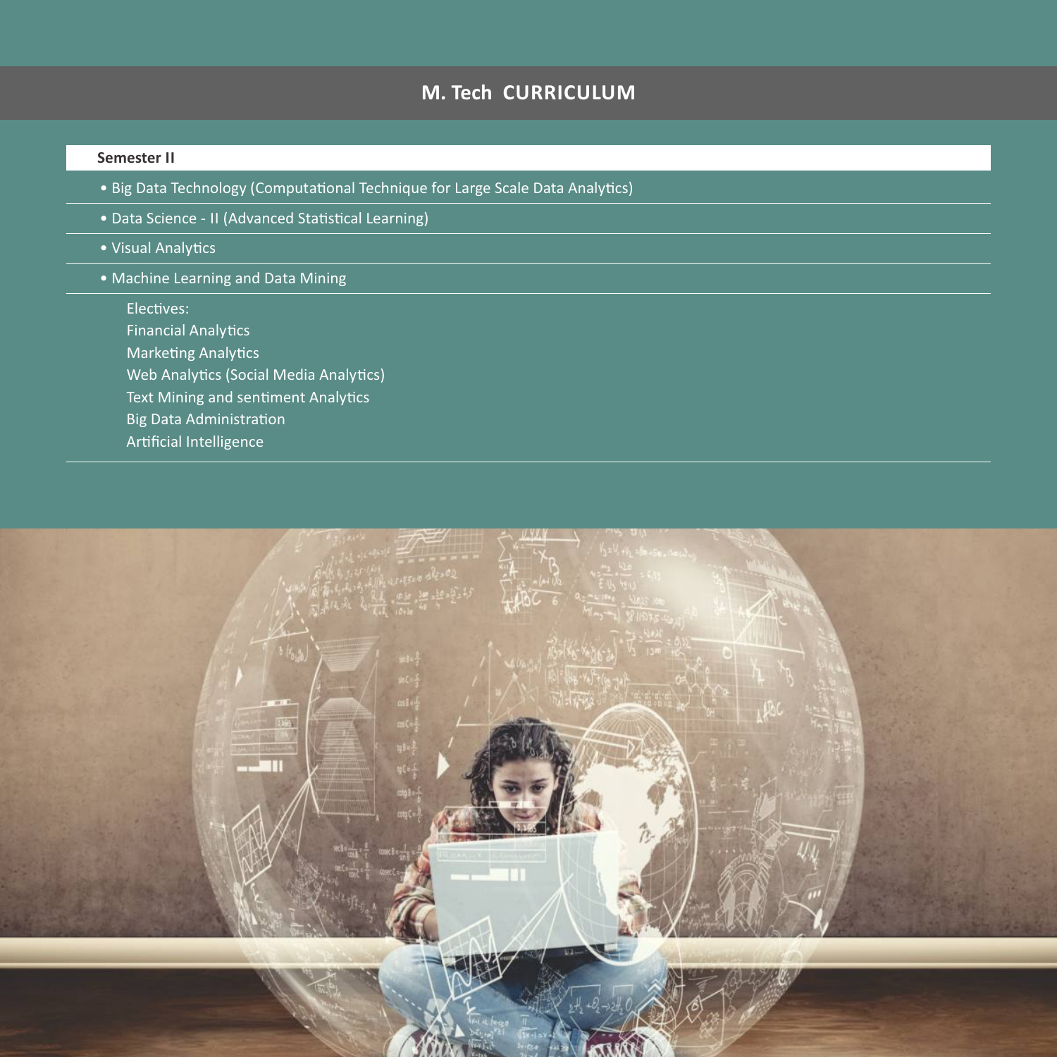# M. Tech CURRICULUM

## Semester II

- Big Data Technology (Computational Technique for Large Scale Data Analytics)
- Data Science - II (Advanced Statistical Learning)
- Visual Analytics
- Machine Learning and Data Mining

Electives:
Financial Analytics
Marketing Analytics
Web Analytics (Social Media Analytics)
Text Mining and sentiment Analytics
Big Data Administration
Artificial Intelligence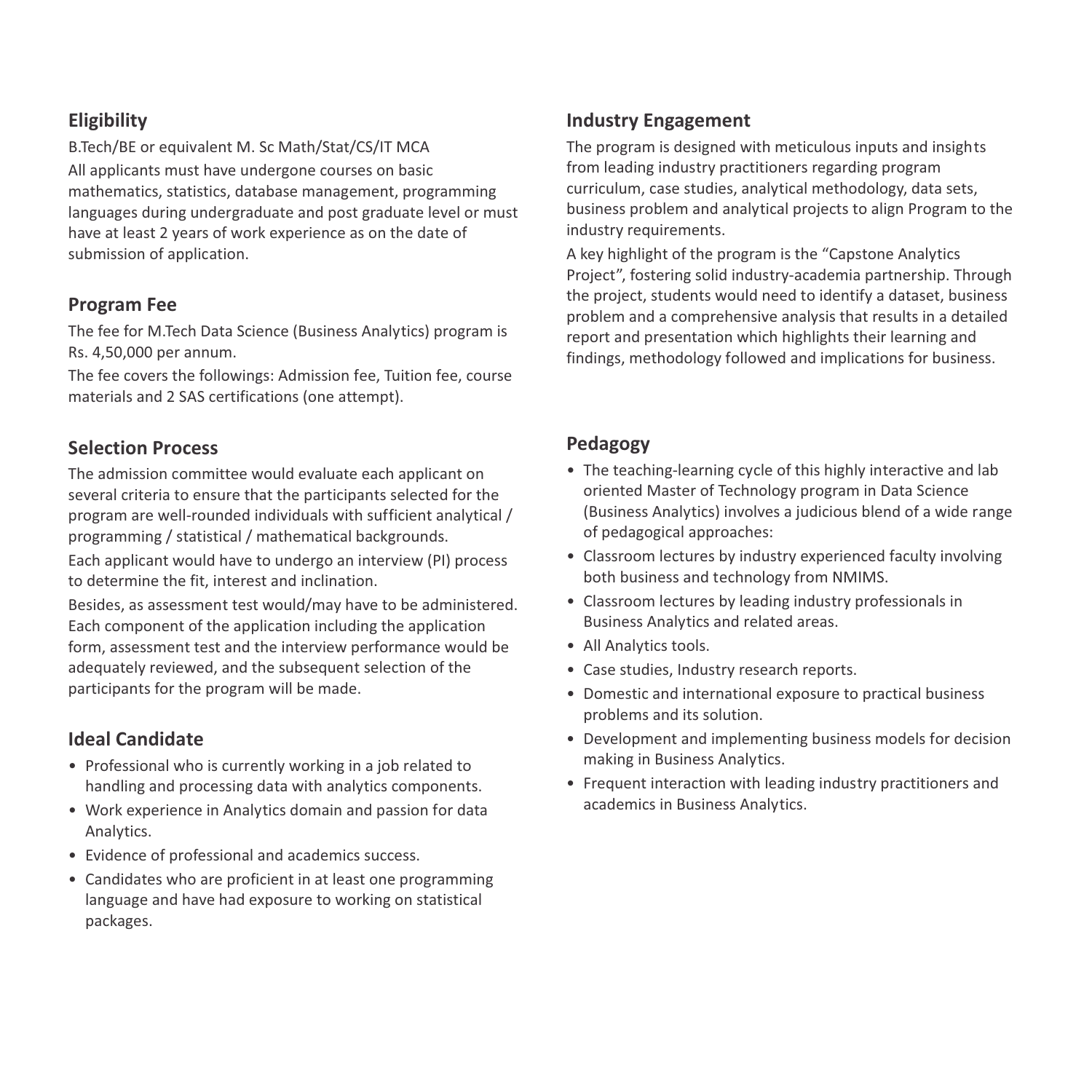## Eligibility

B.Tech/BE or equivalent M. Sc Math/Stat/CS/IT MCA

All applicants must have undergone courses on basic mathematics, statistics, database management, programming languages during undergraduate and post graduate level or must have at least 2 years of work experience as on the date of submission of application.

## Program Fee

The fee for M.Tech Data Science (Business Analytics) program is Rs. 4,50,000 per annum.

The fee covers the followings: Admission fee, Tuition fee, course materials and 2 SAS certifications (one attempt).

## Selection Process

The admission committee would evaluate each applicant on several criteria to ensure that the participants selected for the program are well-rounded individuals with sufficient analytical / programming / statistical / mathematical backgrounds.

Each applicant would have to undergo an interview (PI) process to determine the fit, interest and inclination.

Besides, as assessment test would/may have to be administered. Each component of the application including the application form, assessment test and the interview performance would be adequately reviewed, and the subsequent selection of the participants for the program will be made.

## Ideal Candidate

- Professional who is currently working in a job related to handling and processing data with analytics components.
- Work experience in Analytics domain and passion for data Analytics.
- Evidence of professional and academics success.
- Candidates who are proficient in at least one programming language and have had exposure to working on statistical packages.

## Industry Engagement

The program is designed with meticulous inputs and insights from leading industry practitioners regarding program curriculum, case studies, analytical methodology, data sets, business problem and analytical projects to align Program to the industry requirements.

A key highlight of the program is the "Capstone Analytics Project", fostering solid industry-academia partnership. Through the project, students would need to identify a dataset, business problem and a comprehensive analysis that results in a detailed report and presentation which highlights their learning and findings, methodology followed and implications for business.

## Pedagogy

- The teaching-learning cycle of this highly interactive and lab oriented Master of Technology program in Data Science (Business Analytics) involves a judicious blend of a wide range of pedagogical approaches:
- Classroom lectures by industry experienced faculty involving both business and technology from NMIMS.
- Classroom lectures by leading industry professionals in Business Analytics and related areas.
- All Analytics tools.
- Case studies, Industry research reports.
- Domestic and international exposure to practical business problems and its solution.
- Development and implementing business models for decision making in Business Analytics.
- Frequent interaction with leading industry practitioners and academics in Business Analytics.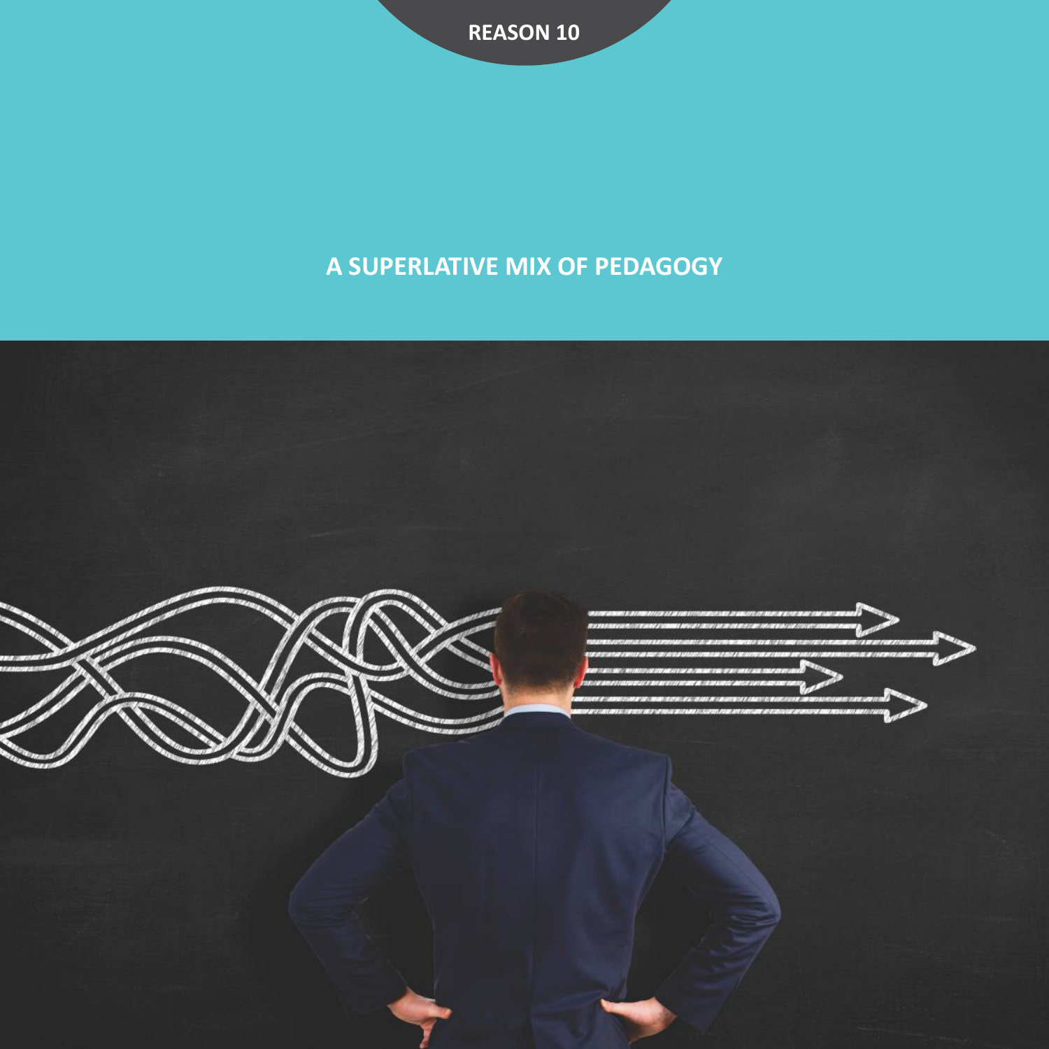REASON 10

# A SUPERLATIVE MIX OF PEDAGOGY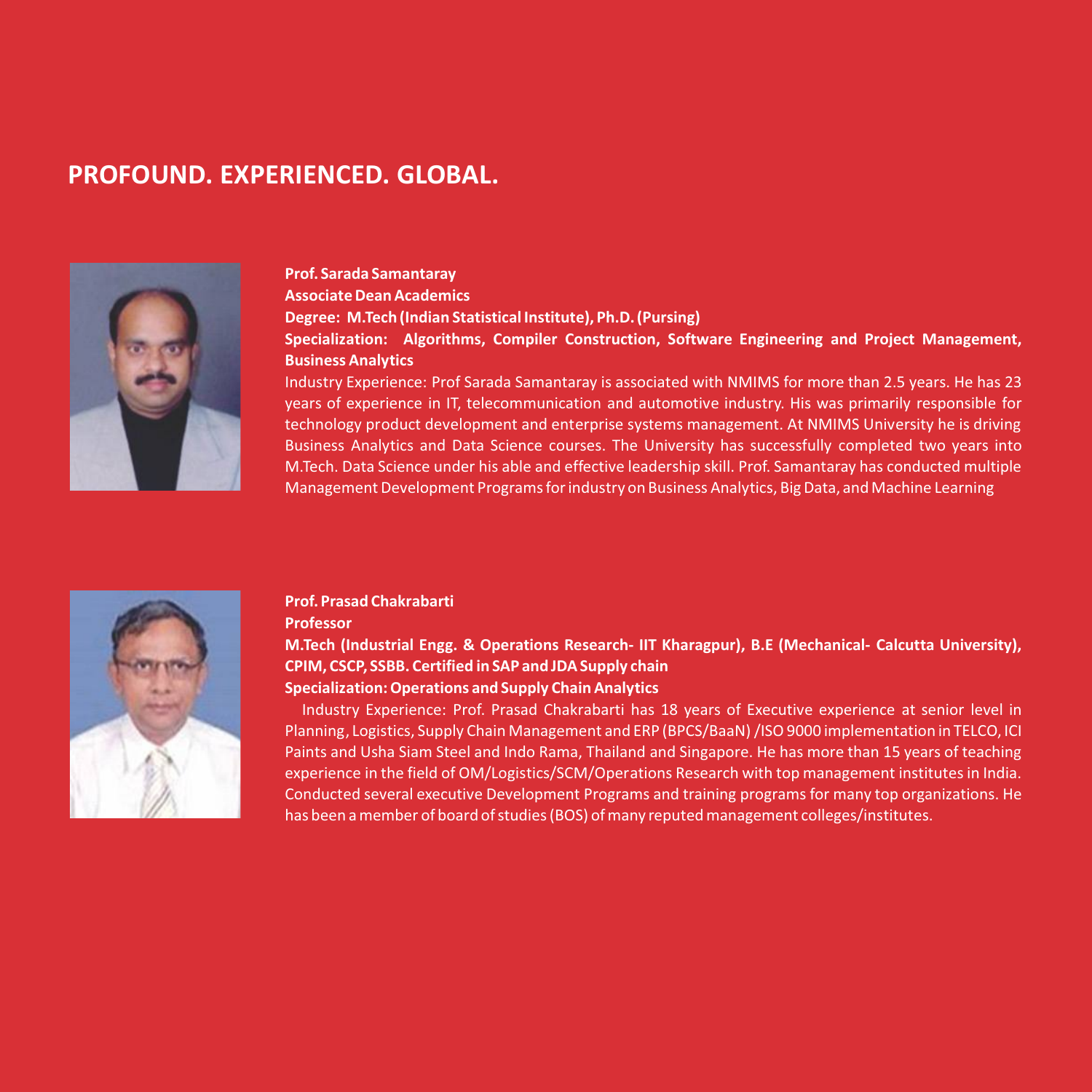## PROFOUND. EXPERIENCED. GLOBAL.

**Prof. Sarada Samantaray**
**Associate Dean Academics**
**Degree: M.Tech (Indian Statistical Institute), Ph.D. (Pursing)**
**Specialization: Algorithms, Compiler Construction, Software Engineering and Project Management, Business Analytics**

Industry Experience: Prof Sarada Samantaray is associated with NMIMS for more than 2.5 years. He has 23 years of experience in IT, telecommunication and automotive industry. His was primarily responsible for technology product development and enterprise systems management. At NMIMS University he is driving Business Analytics and Data Science courses. The University has successfully completed two years into M.Tech. Data Science under his able and effective leadership skill. Prof. Samantaray has conducted multiple Management Development Programs for industry on Business Analytics, Big Data, and Machine Learning

**Prof. Prasad Chakrabarti**
**Professor**
**M.Tech (Industrial Engg. & Operations Research- IIT Kharagpur), B.E (Mechanical- Calcutta University), CPIM, CSCP, SSBB. Certified in SAP and JDA Supply chain**
**Specialization: Operations and Supply Chain Analytics**

Industry Experience: Prof. Prasad Chakrabarti has 18 years of Executive experience at senior level in Planning, Logistics, Supply Chain Management and ERP (BPCS/BaaN) /ISO 9000 implementation in TELCO, ICI Paints and Usha Siam Steel and Indo Rama, Thailand and Singapore. He has more than 15 years of teaching experience in the field of OM/Logistics/SCM/Operations Research with top management institutes in India. Conducted several executive Development Programs and training programs for many top organizations. He has been a member of board of studies (BOS) of many reputed management colleges/institutes.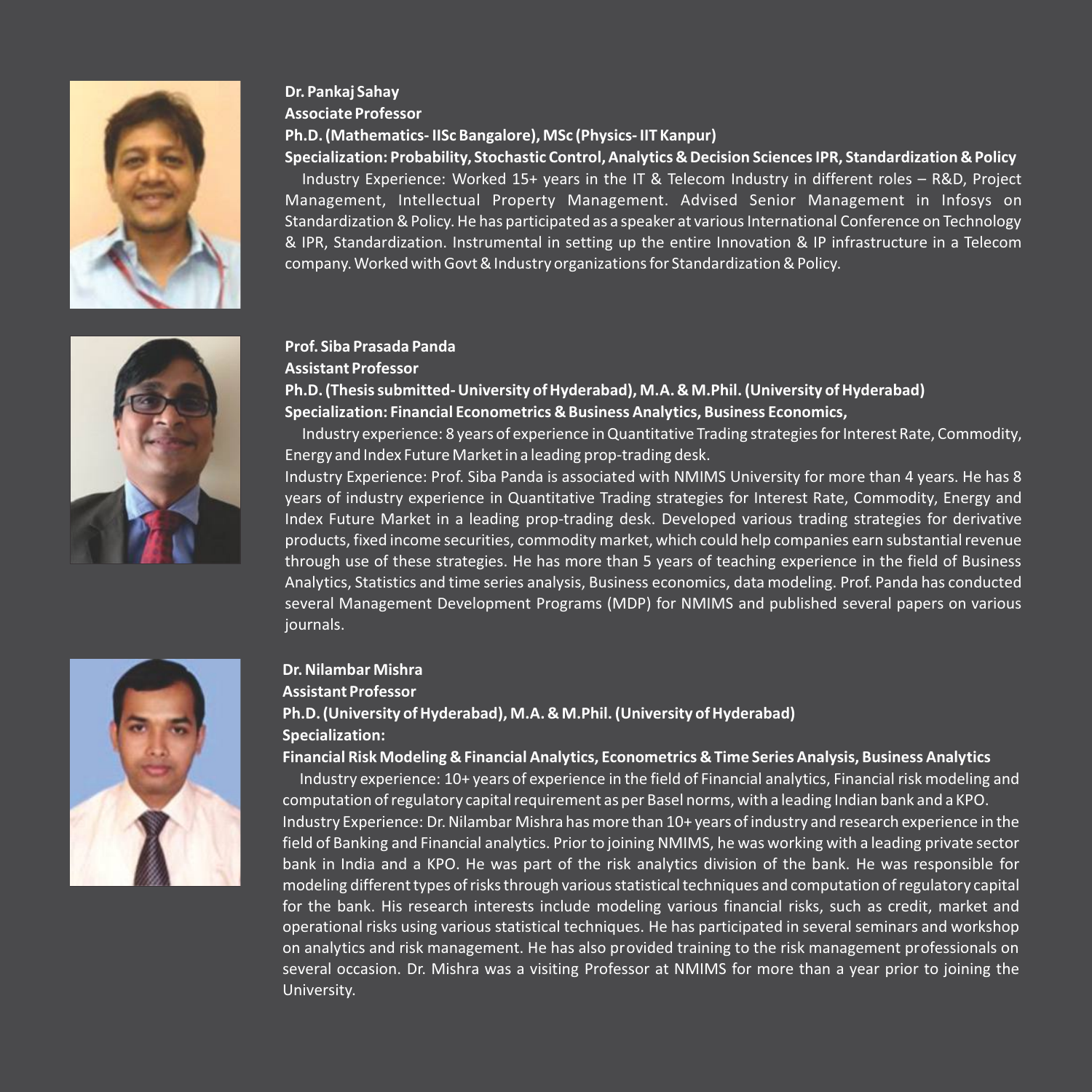**Dr. Pankaj Sahay**
**Associate Professor**
**Ph.D. (Mathematics- IISc Bangalore), MSc (Physics- IIT Kanpur)**
**Specialization: Probability, Stochastic Control, Analytics & Decision Sciences IPR, Standardization & Policy**

Industry Experience: Worked 15+ years in the IT & Telecom Industry in different roles – R&D, Project Management, Intellectual Property Management. Advised Senior Management in Infosys on Standardization & Policy. He has participated as a speaker at various International Conference on Technology & IPR, Standardization. Instrumental in setting up the entire Innovation & IP infrastructure in a Telecom company. Worked with Govt & Industry organizations for Standardization & Policy.

**Prof. Siba Prasada Panda**
**Assistant Professor**
**Ph.D. (Thesis submitted- University of Hyderabad), M.A. & M.Phil. (University of Hyderabad)**
**Specialization: Financial Econometrics & Business Analytics, Business Economics,**

Industry experience: 8 years of experience in Quantitative Trading strategies for Interest Rate, Commodity, Energy and Index Future Market in a leading prop-trading desk.

Industry Experience: Prof. Siba Panda is associated with NMIMS University for more than 4 years. He has 8 years of industry experience in Quantitative Trading strategies for Interest Rate, Commodity, Energy and Index Future Market in a leading prop-trading desk. Developed various trading strategies for derivative products, fixed income securities, commodity market, which could help companies earn substantial revenue through use of these strategies. He has more than 5 years of teaching experience in the field of Business Analytics, Statistics and time series analysis, Business economics, data modeling. Prof. Panda has conducted several Management Development Programs (MDP) for NMIMS and published several papers on various journals.

**Dr. Nilambar Mishra**
**Assistant Professor**
**Ph.D. (University of Hyderabad), M.A. & M.Phil. (University of Hyderabad)**
**Specialization:**
**Financial Risk Modeling & Financial Analytics, Econometrics & Time Series Analysis, Business Analytics**

Industry experience: 10+ years of experience in the field of Financial analytics, Financial risk modeling and computation of regulatory capital requirement as per Basel norms, with a leading Indian bank and a KPO.

Industry Experience: Dr. Nilambar Mishra has more than 10+ years of industry and research experience in the field of Banking and Financial analytics. Prior to joining NMIMS, he was working with a leading private sector bank in India and a KPO. He was part of the risk analytics division of the bank. He was responsible for modeling different types of risks through various statistical techniques and computation of regulatory capital for the bank. His research interests include modeling various financial risks, such as credit, market and operational risks using various statistical techniques. He has participated in several seminars and workshop on analytics and risk management. He has also provided training to the risk management professionals on several occasion. Dr. Mishra was a visiting Professor at NMIMS for more than a year prior to joining the University.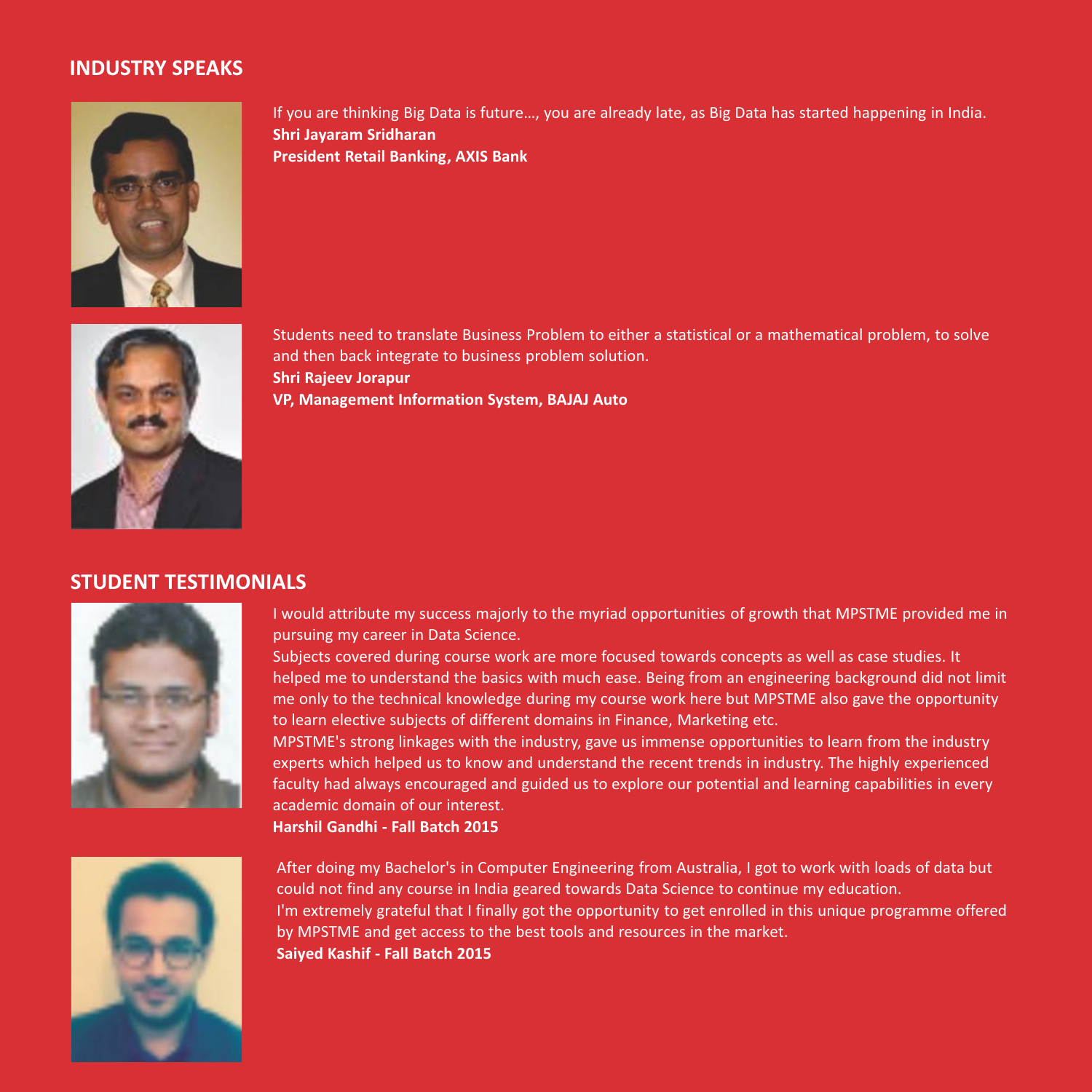## INDUSTRY SPEAKS

If you are thinking Big Data is future..., you are already late, as Big Data has started happening in India.
**Shri Jayaram Sridharan**
**President Retail Banking, AXIS Bank**

Students need to translate Business Problem to either a statistical or a mathematical problem, to solve and then back integrate to business problem solution.
**Shri Rajeev Jorapur**
**VP, Management Information System, BAJAJ Auto**

## STUDENT TESTIMONIALS

I would attribute my success majorly to the myriad opportunities of growth that MPSTME provided me in pursuing my career in Data Science.
Subjects covered during course work are more focused towards concepts as well as case studies. It helped me to understand the basics with much ease. Being from an engineering background did not limit me only to the technical knowledge during my course work here but MPSTME also gave the opportunity to learn elective subjects of different domains in Finance, Marketing etc.
MPSTME's strong linkages with the industry, gave us immense opportunities to learn from the industry experts which helped us to know and understand the recent trends in industry. The highly experienced faculty had always encouraged and guided us to explore our potential and learning capabilities in every academic domain of our interest.
**Harshil Gandhi - Fall Batch 2015**

After doing my Bachelor's in Computer Engineering from Australia, I got to work with loads of data but could not find any course in India geared towards Data Science to continue my education.
I'm extremely grateful that I finally got the opportunity to get enrolled in this unique programme offered by MPSTME and get access to the best tools and resources in the market.
**Saiyed Kashif - Fall Batch 2015**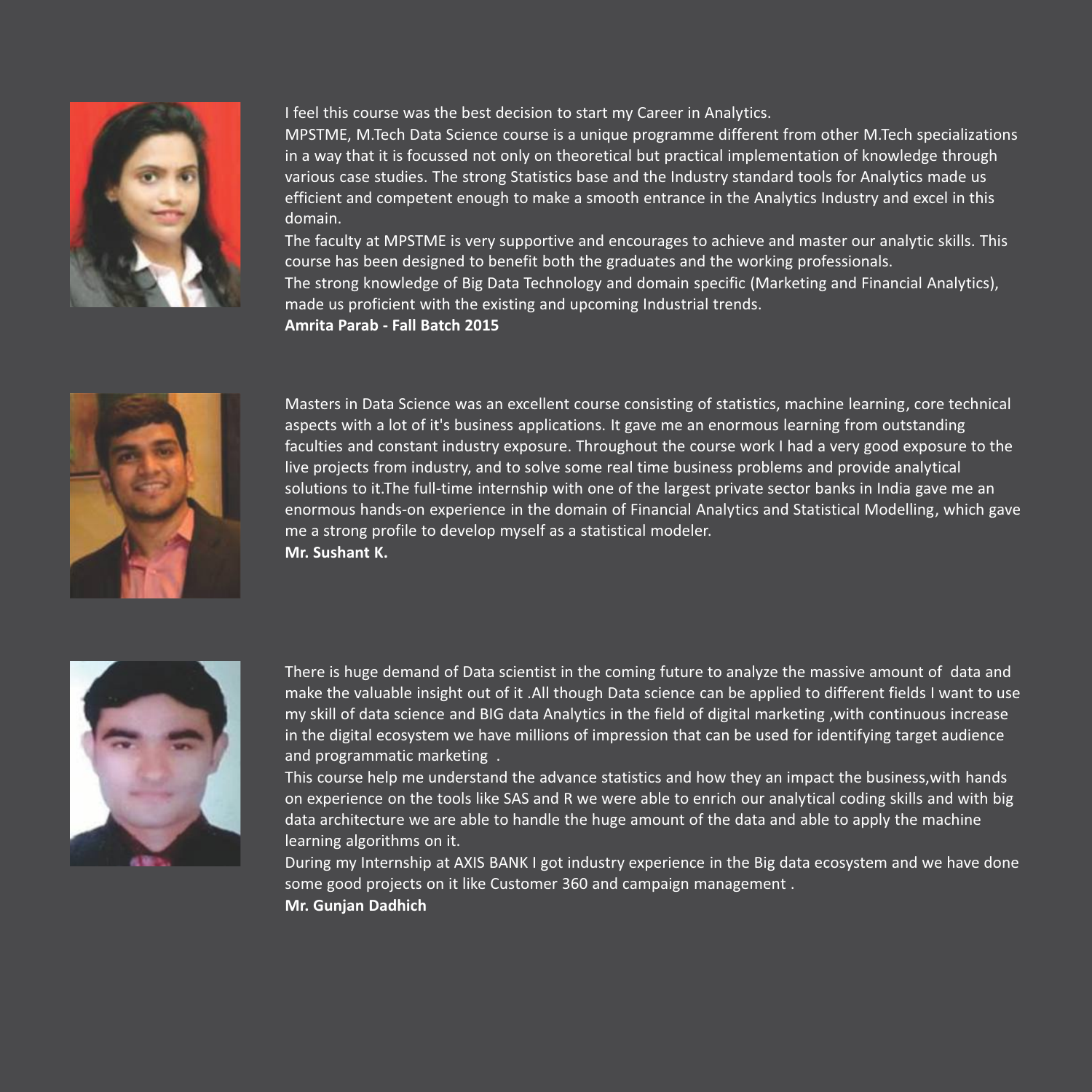I feel this course was the best decision to start my Career in Analytics.
MPSTME, M.Tech Data Science course is a unique programme different from other M.Tech specializations in a way that it is focussed not only on theoretical but practical implementation of knowledge through various case studies. The strong Statistics base and the Industry standard tools for Analytics made us efficient and competent enough to make a smooth entrance in the Analytics Industry and excel in this domain.
The faculty at MPSTME is very supportive and encourages to achieve and master our analytic skills. This course has been designed to benefit both the graduates and the working professionals.
The strong knowledge of Big Data Technology and domain specific (Marketing and Financial Analytics), made us proficient with the existing and upcoming Industrial trends.
**Amrita Parab - Fall Batch 2015**

Masters in Data Science was an excellent course consisting of statistics, machine learning, core technical aspects with a lot of it's business applications. It gave me an enormous learning from outstanding faculties and constant industry exposure. Throughout the course work I had a very good exposure to the live projects from industry, and to solve some real time business problems and provide analytical solutions to it.The full-time internship with one of the largest private sector banks in India gave me an enormous hands-on experience in the domain of Financial Analytics and Statistical Modelling, which gave me a strong profile to develop myself as a statistical modeler.
**Mr. Sushant K.**

There is huge demand of Data scientist in the coming future to analyze the massive amount of data and make the valuable insight out of it .All though Data science can be applied to different fields I want to use my skill of data science and BIG data Analytics in the field of digital marketing ,with continuous increase in the digital ecosystem we have millions of impression that can be used for identifying target audience and programmatic marketing .
This course help me understand the advance statistics and how they an impact the business,with hands on experience on the tools like SAS and R we were able to enrich our analytical coding skills and with big data architecture we are able to handle the huge amount of the data and able to apply the machine learning algorithms on it.
During my Internship at AXIS BANK I got industry experience in the Big data ecosystem and we have done some good projects on it like Customer 360 and campaign management .
**Mr. Gunjan Dadhich**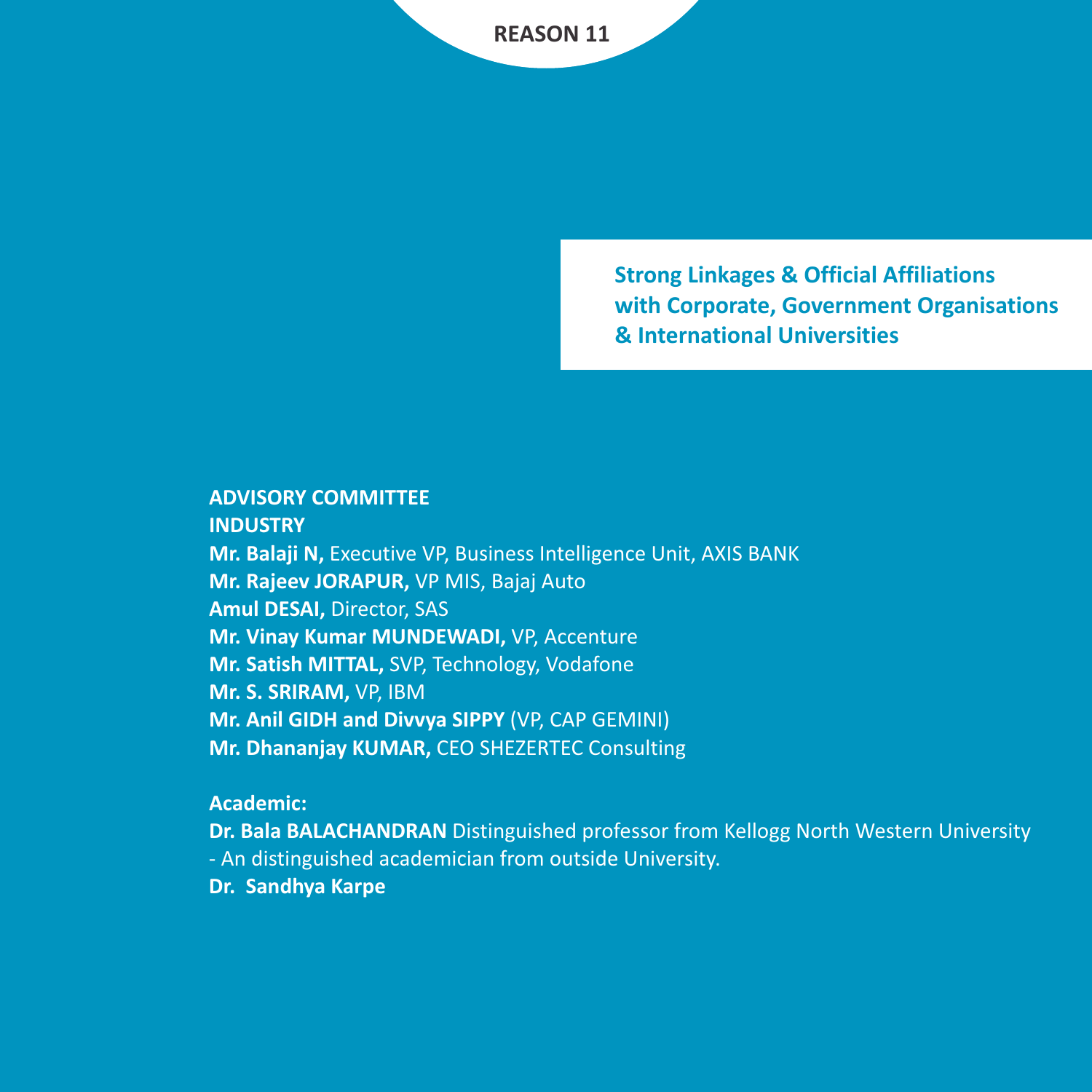## REASON 11

**Strong Linkages & Official Affiliations with Corporate, Government Organisations & International Universities**

**ADVISORY COMMITTEE**

**INDUSTRY**

**Mr. Balaji N,** Executive VP, Business Intelligence Unit, AXIS BANK
**Mr. Rajeev JORAPUR,** VP MIS, Bajaj Auto
**Amul DESAI,** Director, SAS
**Mr. Vinay Kumar MUNDEWADI,** VP, Accenture
**Mr. Satish MITTAL,** SVP, Technology, Vodafone
**Mr. S. SRIRAM,** VP, IBM
**Mr. Anil GIDH and Divvya SIPPY** (VP, CAP GEMINI)
**Mr. Dhananjay KUMAR,** CEO SHEZERTEC Consulting

**Academic:**

**Dr. Bala BALACHANDRAN** Distinguished professor from Kellogg North Western University - An distinguished academician from outside University.
**Dr. Sandhya Karpe**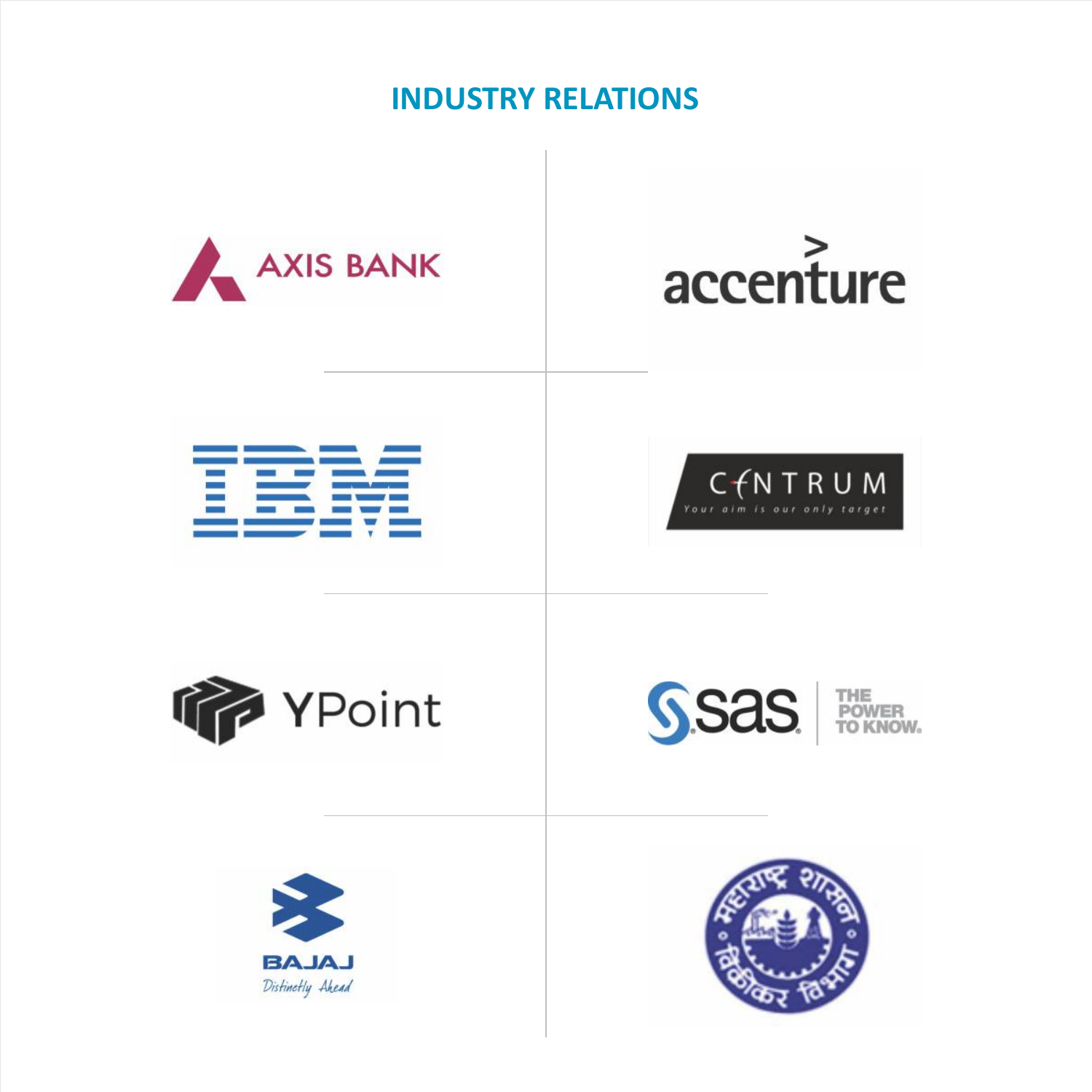## INDUSTRY RELATIONS

AXIS BANK

accenture

IBM

CENTRUM
Your aim is our only target

YPoint

sas THE POWER TO KNOW.

BAJAJ
Distinctly Ahead

महाराष्ट्र शासन • विक्रीकर विभाग •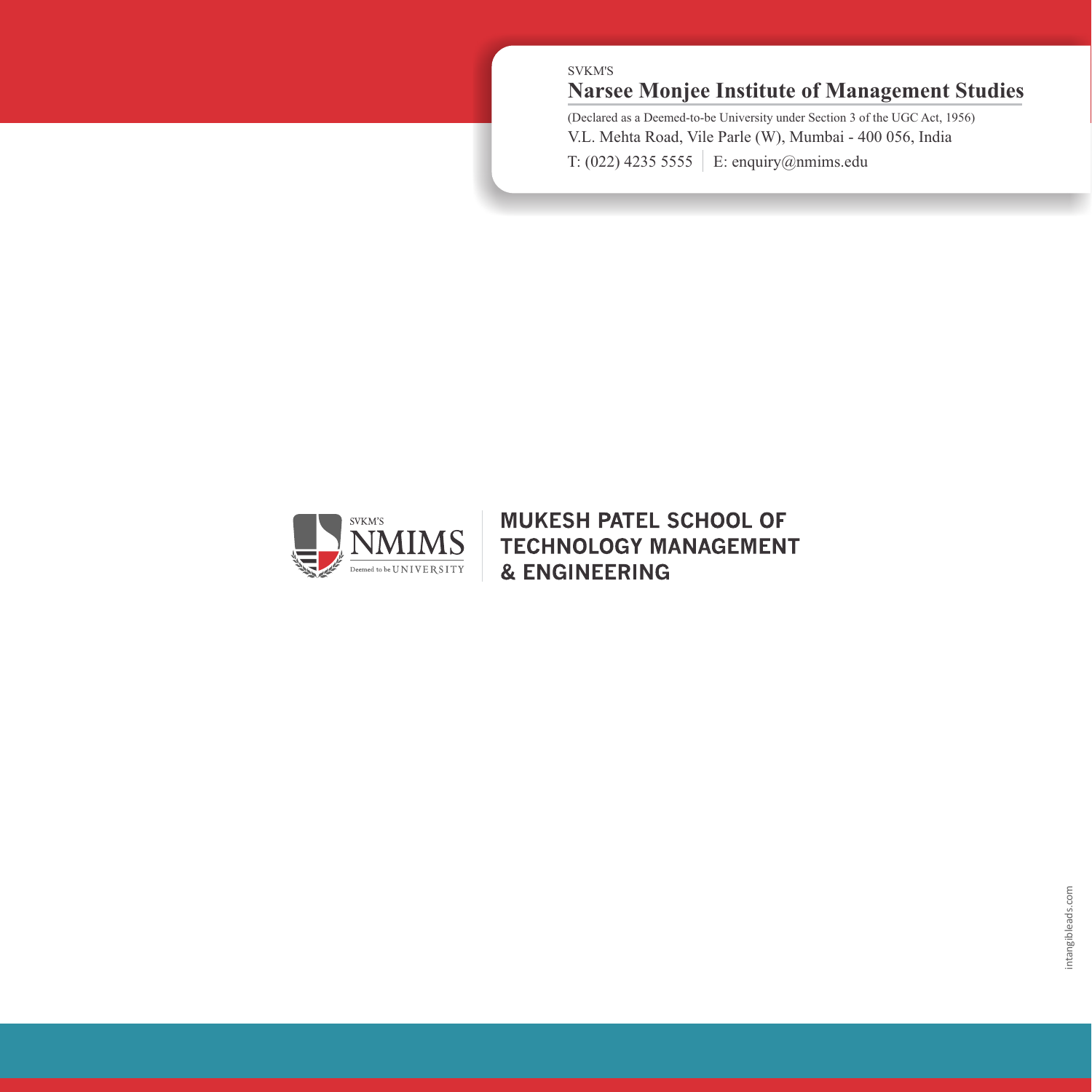SVKM'S

**Narsee Monjee Institute of Management Studies**

(Declared as a Deemed-to-be University under Section 3 of the UGC Act, 1956)

V.L. Mehta Road, Vile Parle (W), Mumbai - 400 056, India

T: (022) 4235 5555 | E: enquiry@nmims.edu

SVKM'S NMIMS Deemed to be UNIVERSITY

**MUKESH PATEL SCHOOL OF TECHNOLOGY MANAGEMENT & ENGINEERING**

intangibleads.com